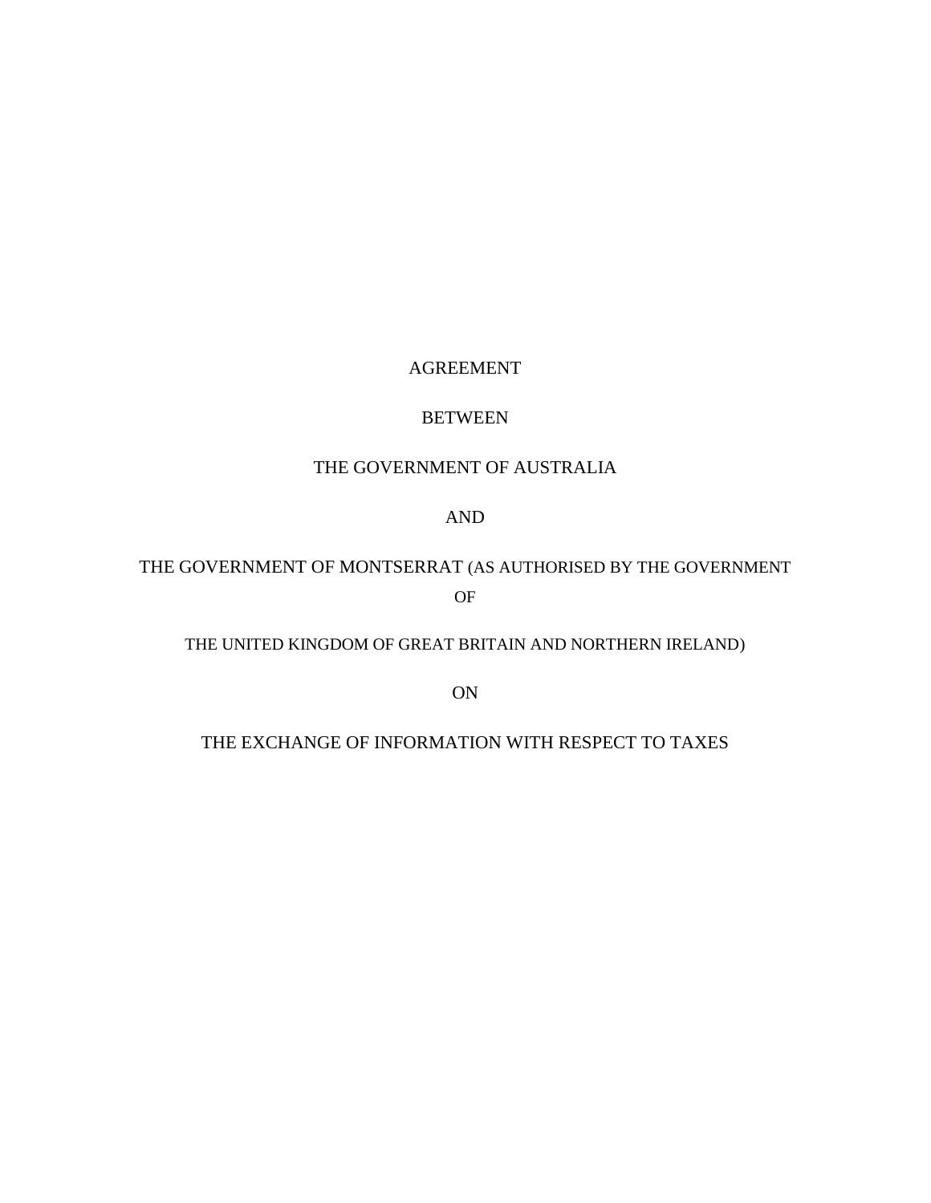AGREEMENT

BETWEEN

THE GOVERNMENT OF AUSTRALIA

AND

THE GOVERNMENT OF MONTSERRAT (AS AUTHORISED BY THE GOVERNMENT OF

THE UNITED KINGDOM OF GREAT BRITAIN AND NORTHERN IRELAND)

ON

THE EXCHANGE OF INFORMATION WITH RESPECT TO TAXES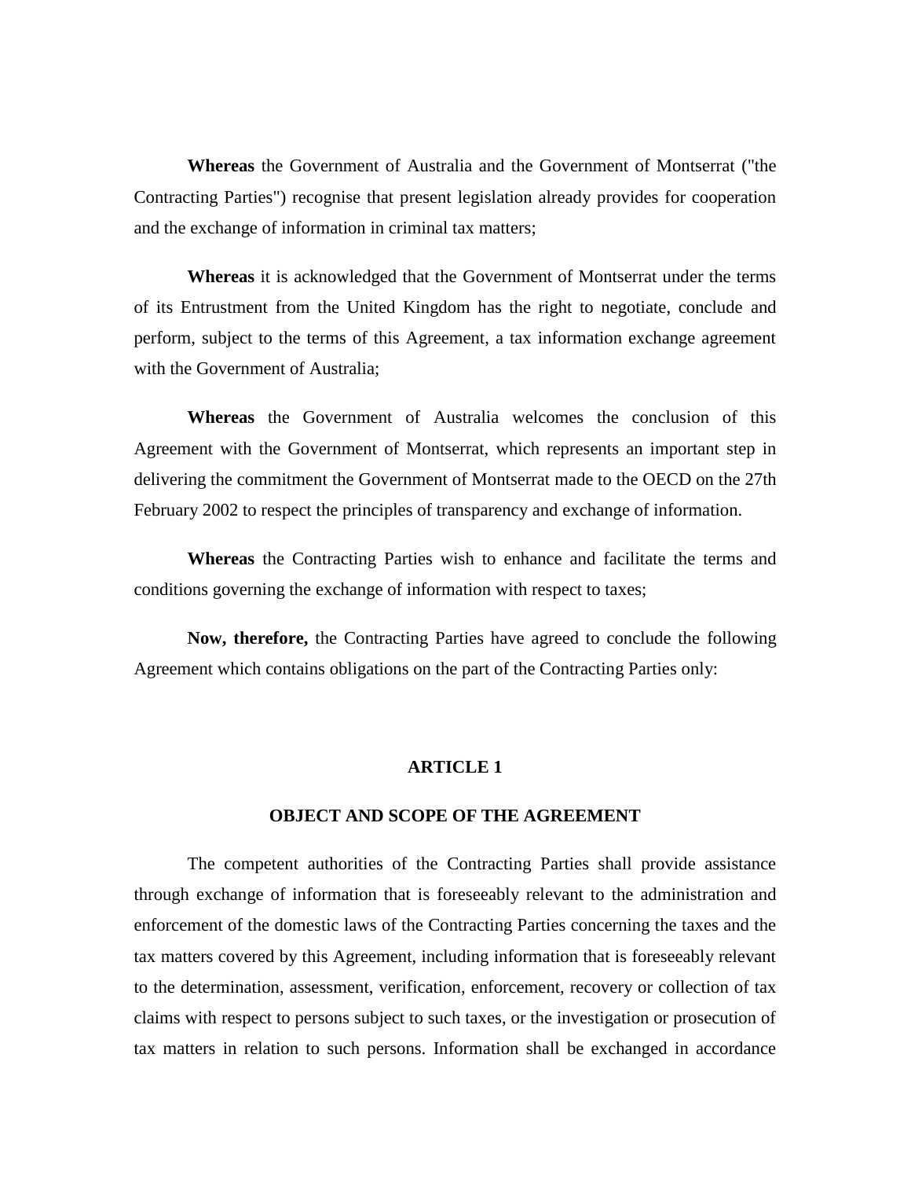**Whereas** the Government of Australia and the Government of Montserrat ("the Contracting Parties") recognise that present legislation already provides for cooperation and the exchange of information in criminal tax matters;

**Whereas** it is acknowledged that the Government of Montserrat under the terms of its Entrustment from the United Kingdom has the right to negotiate, conclude and perform, subject to the terms of this Agreement, a tax information exchange agreement with the Government of Australia;

**Whereas** the Government of Australia welcomes the conclusion of this Agreement with the Government of Montserrat, which represents an important step in delivering the commitment the Government of Montserrat made to the OECD on the 27th February 2002 to respect the principles of transparency and exchange of information.

**Whereas** the Contracting Parties wish to enhance and facilitate the terms and conditions governing the exchange of information with respect to taxes;

**Now, therefore,** the Contracting Parties have agreed to conclude the following Agreement which contains obligations on the part of the Contracting Parties only:

## ARTICLE 1

## OBJECT AND SCOPE OF THE AGREEMENT

The competent authorities of the Contracting Parties shall provide assistance through exchange of information that is foreseeably relevant to the administration and enforcement of the domestic laws of the Contracting Parties concerning the taxes and the tax matters covered by this Agreement, including information that is foreseeably relevant to the determination, assessment, verification, enforcement, recovery or collection of tax claims with respect to persons subject to such taxes, or the investigation or prosecution of tax matters in relation to such persons. Information shall be exchanged in accordance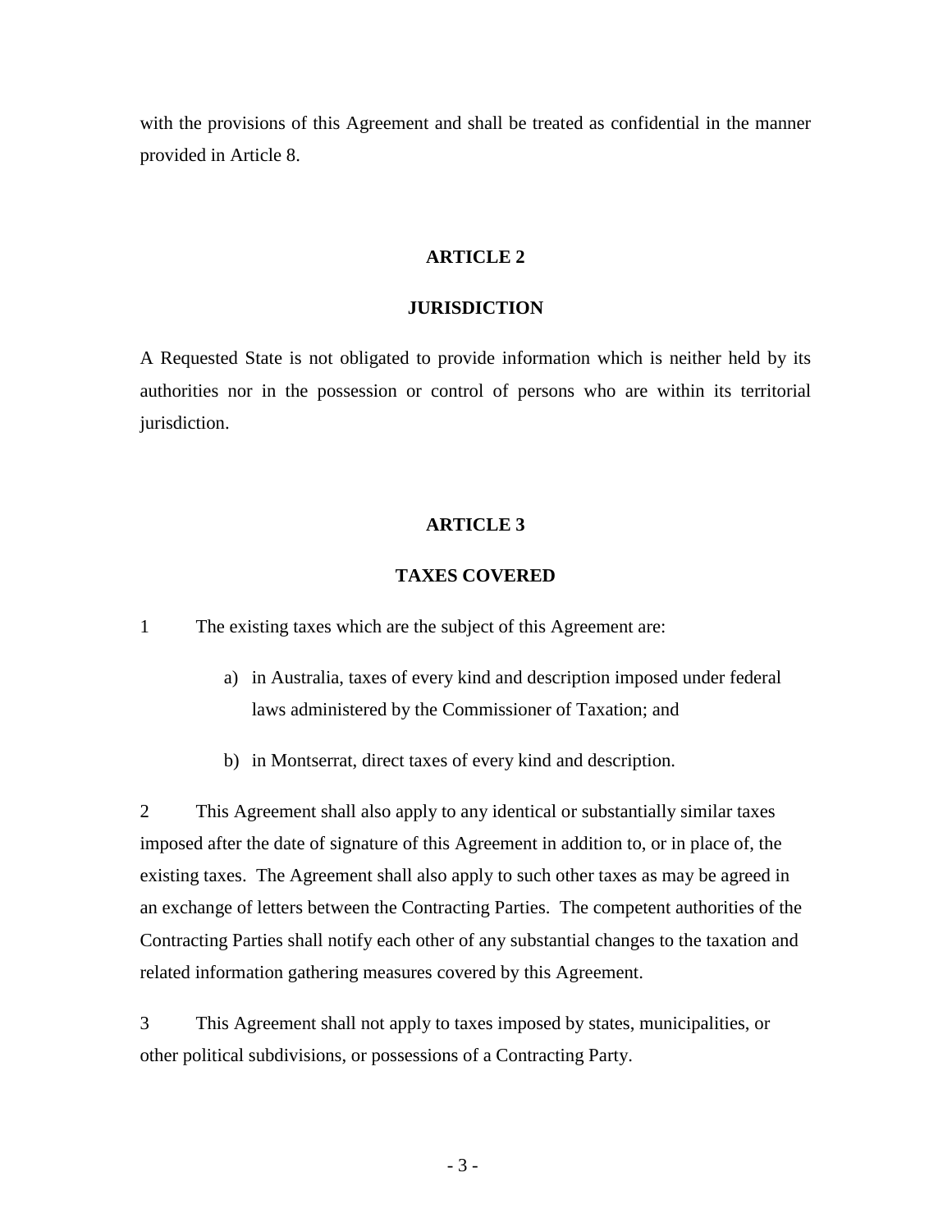with the provisions of this Agreement and shall be treated as confidential in the manner provided in Article 8.

## ARTICLE 2

## JURISDICTION

A Requested State is not obligated to provide information which is neither held by its authorities nor in the possession or control of persons who are within its territorial jurisdiction.

## ARTICLE 3

## TAXES COVERED

1 The existing taxes which are the subject of this Agreement are:

a) in Australia, taxes of every kind and description imposed under federal laws administered by the Commissioner of Taxation; and

b) in Montserrat, direct taxes of every kind and description.

2 This Agreement shall also apply to any identical or substantially similar taxes imposed after the date of signature of this Agreement in addition to, or in place of, the existing taxes. The Agreement shall also apply to such other taxes as may be agreed in an exchange of letters between the Contracting Parties. The competent authorities of the Contracting Parties shall notify each other of any substantial changes to the taxation and related information gathering measures covered by this Agreement.

3 This Agreement shall not apply to taxes imposed by states, municipalities, or other political subdivisions, or possessions of a Contracting Party.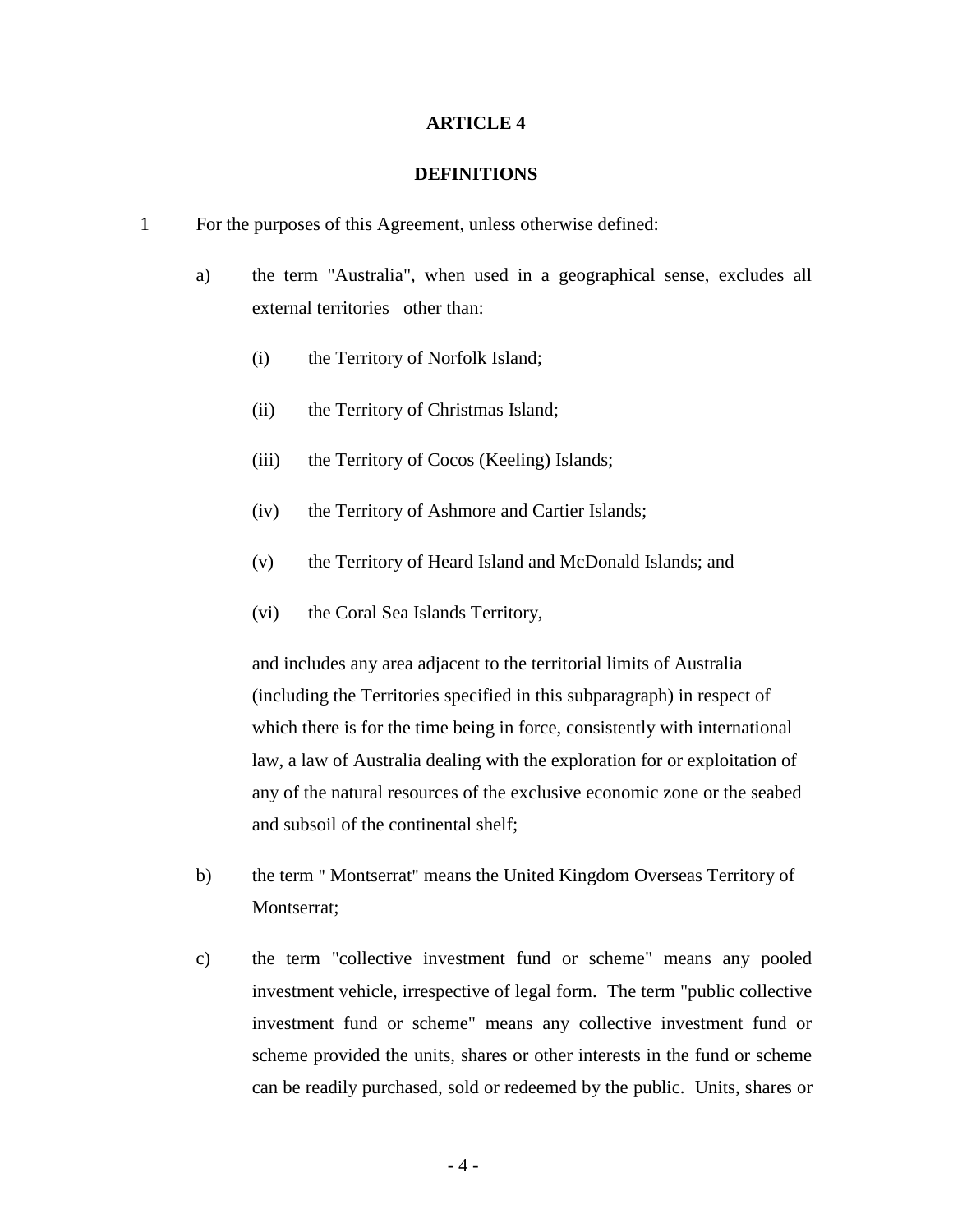**ARTICLE 4**

**DEFINITIONS**

1 For the purposes of this Agreement, unless otherwise defined:

a) the term "Australia", when used in a geographical sense, excludes all external territories other than:

(i) the Territory of Norfolk Island;

(ii) the Territory of Christmas Island;

(iii) the Territory of Cocos (Keeling) Islands;

(iv) the Territory of Ashmore and Cartier Islands;

(v) the Territory of Heard Island and McDonald Islands; and

(vi) the Coral Sea Islands Territory,

and includes any area adjacent to the territorial limits of Australia (including the Territories specified in this subparagraph) in respect of which there is for the time being in force, consistently with international law, a law of Australia dealing with the exploration for or exploitation of any of the natural resources of the exclusive economic zone or the seabed and subsoil of the continental shelf;

b) the term " Montserrat" means the United Kingdom Overseas Territory of Montserrat;

c) the term "collective investment fund or scheme" means any pooled investment vehicle, irrespective of legal form. The term "public collective investment fund or scheme" means any collective investment fund or scheme provided the units, shares or other interests in the fund or scheme can be readily purchased, sold or redeemed by the public. Units, shares or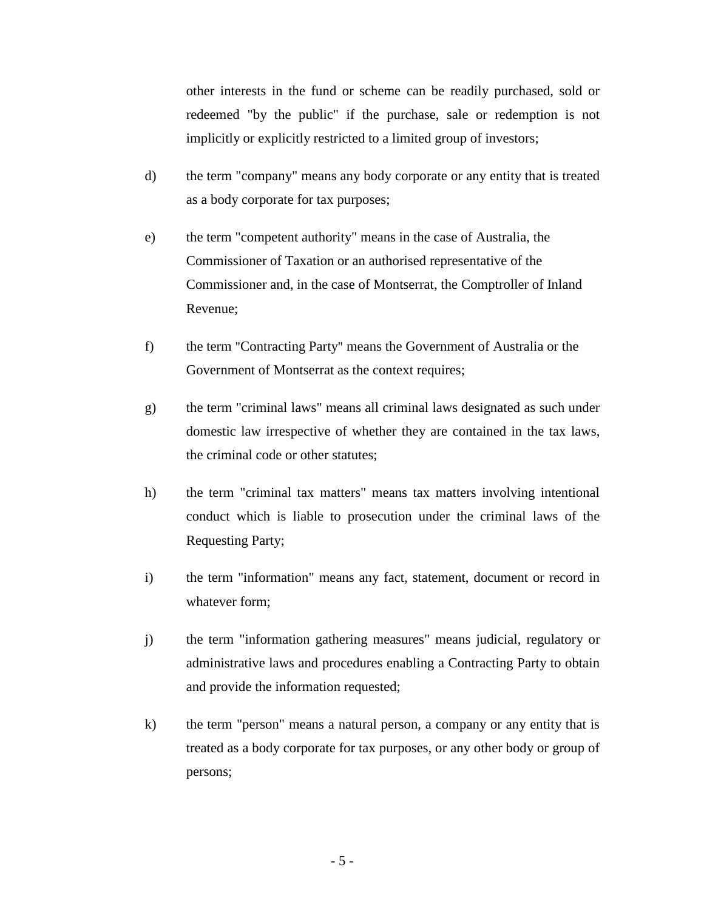other interests in the fund or scheme can be readily purchased, sold or redeemed "by the public" if the purchase, sale or redemption is not implicitly or explicitly restricted to a limited group of investors;

d) the term "company" means any body corporate or any entity that is treated as a body corporate for tax purposes;

e) the term "competent authority" means in the case of Australia, the Commissioner of Taxation or an authorised representative of the Commissioner and, in the case of Montserrat, the Comptroller of Inland Revenue;

f) the term "Contracting Party" means the Government of Australia or the Government of Montserrat as the context requires;

g) the term "criminal laws" means all criminal laws designated as such under domestic law irrespective of whether they are contained in the tax laws, the criminal code or other statutes;

h) the term "criminal tax matters" means tax matters involving intentional conduct which is liable to prosecution under the criminal laws of the Requesting Party;

i) the term "information" means any fact, statement, document or record in whatever form;

j) the term "information gathering measures" means judicial, regulatory or administrative laws and procedures enabling a Contracting Party to obtain and provide the information requested;

k) the term "person" means a natural person, a company or any entity that is treated as a body corporate for tax purposes, or any other body or group of persons;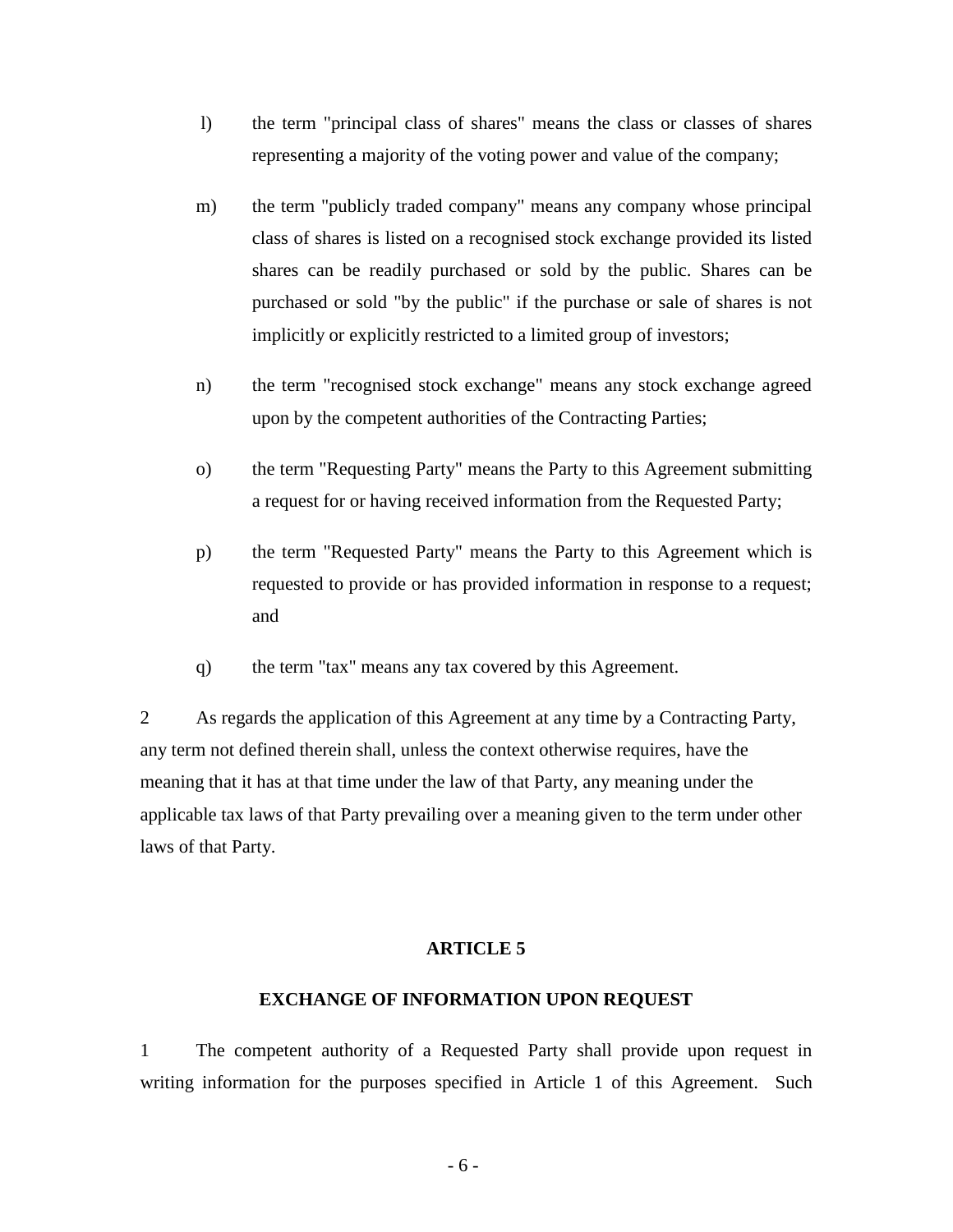l) the term "principal class of shares" means the class or classes of shares representing a majority of the voting power and value of the company;

m) the term "publicly traded company" means any company whose principal class of shares is listed on a recognised stock exchange provided its listed shares can be readily purchased or sold by the public. Shares can be purchased or sold "by the public" if the purchase or sale of shares is not implicitly or explicitly restricted to a limited group of investors;

n) the term "recognised stock exchange" means any stock exchange agreed upon by the competent authorities of the Contracting Parties;

o) the term "Requesting Party" means the Party to this Agreement submitting a request for or having received information from the Requested Party;

p) the term "Requested Party" means the Party to this Agreement which is requested to provide or has provided information in response to a request; and

q) the term "tax" means any tax covered by this Agreement.

2 As regards the application of this Agreement at any time by a Contracting Party, any term not defined therein shall, unless the context otherwise requires, have the meaning that it has at that time under the law of that Party, any meaning under the applicable tax laws of that Party prevailing over a meaning given to the term under other laws of that Party.

## ARTICLE 5

## EXCHANGE OF INFORMATION UPON REQUEST

1 The competent authority of a Requested Party shall provide upon request in writing information for the purposes specified in Article 1 of this Agreement. Such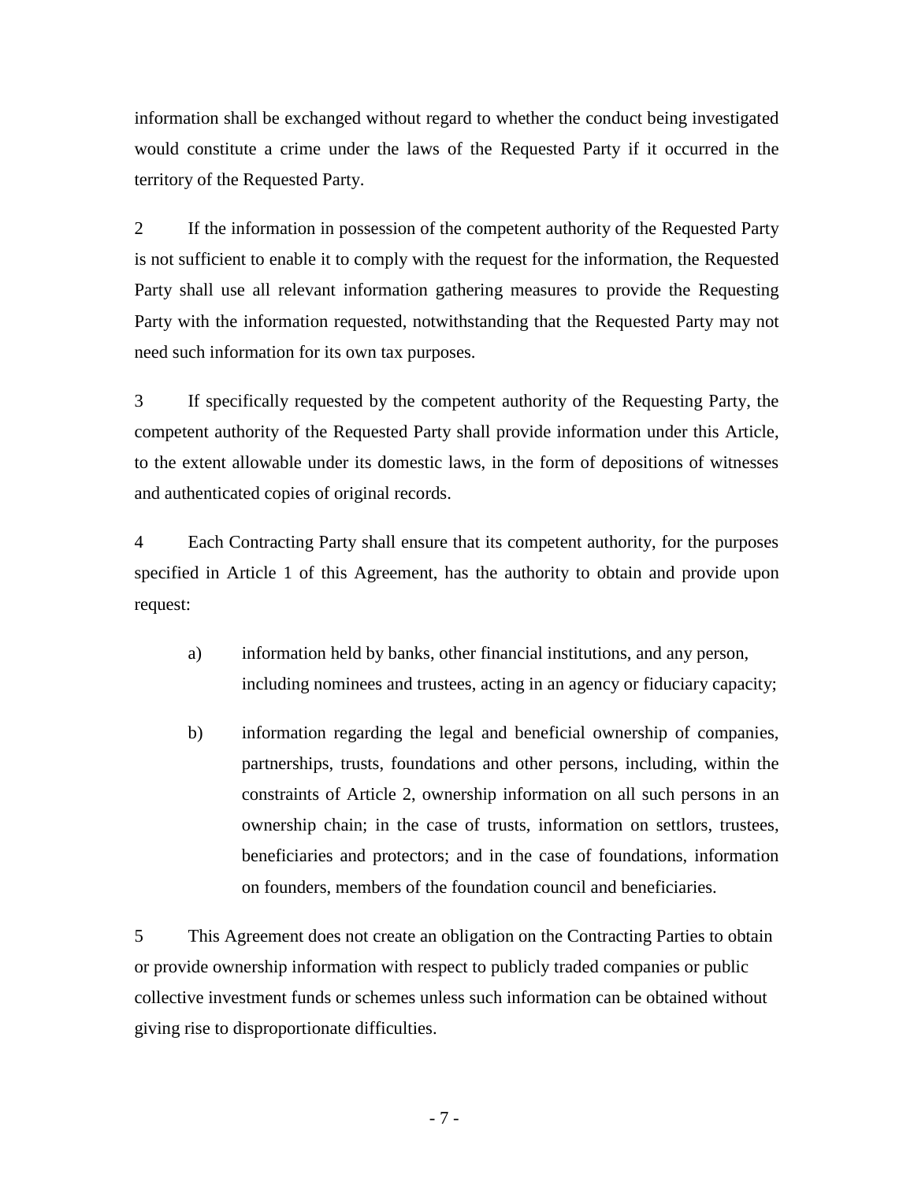information shall be exchanged without regard to whether the conduct being investigated would constitute a crime under the laws of the Requested Party if it occurred in the territory of the Requested Party.

2 If the information in possession of the competent authority of the Requested Party is not sufficient to enable it to comply with the request for the information, the Requested Party shall use all relevant information gathering measures to provide the Requesting Party with the information requested, notwithstanding that the Requested Party may not need such information for its own tax purposes.

3 If specifically requested by the competent authority of the Requesting Party, the competent authority of the Requested Party shall provide information under this Article, to the extent allowable under its domestic laws, in the form of depositions of witnesses and authenticated copies of original records.

4 Each Contracting Party shall ensure that its competent authority, for the purposes specified in Article 1 of this Agreement, has the authority to obtain and provide upon request:

a) information held by banks, other financial institutions, and any person, including nominees and trustees, acting in an agency or fiduciary capacity;

b) information regarding the legal and beneficial ownership of companies, partnerships, trusts, foundations and other persons, including, within the constraints of Article 2, ownership information on all such persons in an ownership chain; in the case of trusts, information on settlors, trustees, beneficiaries and protectors; and in the case of foundations, information on founders, members of the foundation council and beneficiaries.

5 This Agreement does not create an obligation on the Contracting Parties to obtain or provide ownership information with respect to publicly traded companies or public collective investment funds or schemes unless such information can be obtained without giving rise to disproportionate difficulties.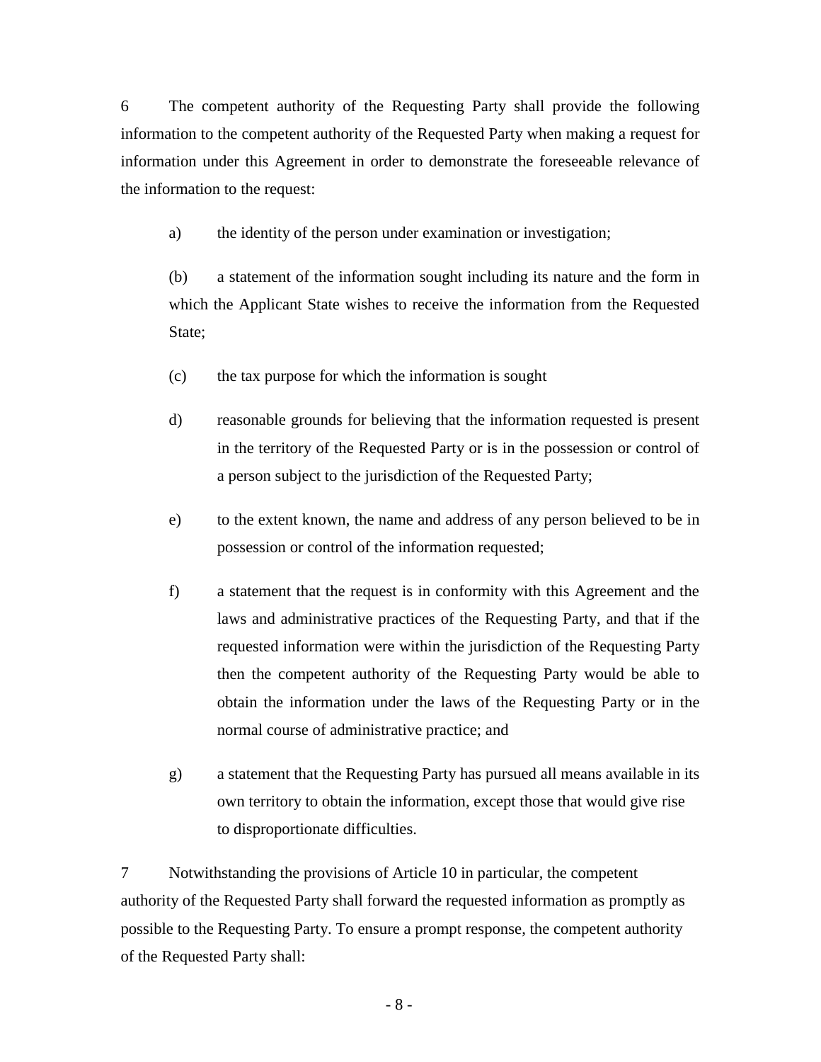6 The competent authority of the Requesting Party shall provide the following information to the competent authority of the Requested Party when making a request for information under this Agreement in order to demonstrate the foreseeable relevance of the information to the request:

a) the identity of the person under examination or investigation;

(b) a statement of the information sought including its nature and the form in which the Applicant State wishes to receive the information from the Requested State;

(c) the tax purpose for which the information is sought

d) reasonable grounds for believing that the information requested is present in the territory of the Requested Party or is in the possession or control of a person subject to the jurisdiction of the Requested Party;

e) to the extent known, the name and address of any person believed to be in possession or control of the information requested;

f) a statement that the request is in conformity with this Agreement and the laws and administrative practices of the Requesting Party, and that if the requested information were within the jurisdiction of the Requesting Party then the competent authority of the Requesting Party would be able to obtain the information under the laws of the Requesting Party or in the normal course of administrative practice; and

g) a statement that the Requesting Party has pursued all means available in its own territory to obtain the information, except those that would give rise to disproportionate difficulties.

7 Notwithstanding the provisions of Article 10 in particular, the competent authority of the Requested Party shall forward the requested information as promptly as possible to the Requesting Party. To ensure a prompt response, the competent authority of the Requested Party shall: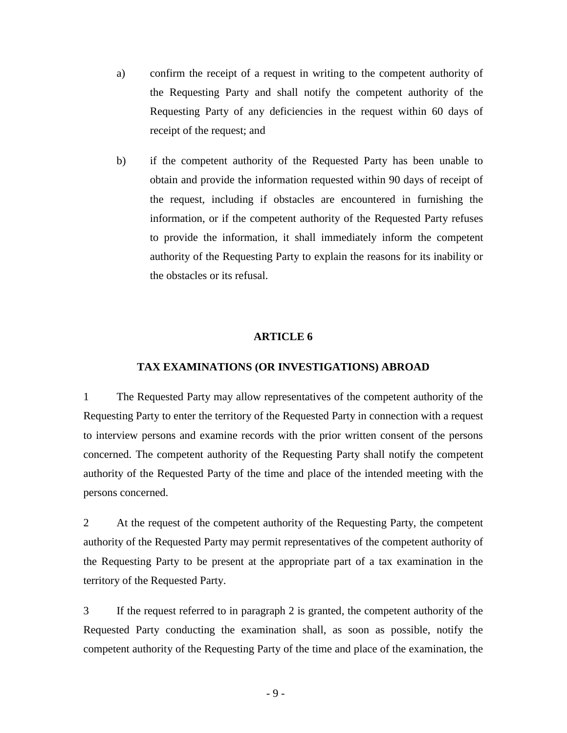a) confirm the receipt of a request in writing to the competent authority of the Requesting Party and shall notify the competent authority of the Requesting Party of any deficiencies in the request within 60 days of receipt of the request; and

b) if the competent authority of the Requested Party has been unable to obtain and provide the information requested within 90 days of receipt of the request, including if obstacles are encountered in furnishing the information, or if the competent authority of the Requested Party refuses to provide the information, it shall immediately inform the competent authority of the Requesting Party to explain the reasons for its inability or the obstacles or its refusal.

## ARTICLE 6

## TAX EXAMINATIONS (OR INVESTIGATIONS) ABROAD

1 The Requested Party may allow representatives of the competent authority of the Requesting Party to enter the territory of the Requested Party in connection with a request to interview persons and examine records with the prior written consent of the persons concerned. The competent authority of the Requesting Party shall notify the competent authority of the Requested Party of the time and place of the intended meeting with the persons concerned.

2 At the request of the competent authority of the Requesting Party, the competent authority of the Requested Party may permit representatives of the competent authority of the Requesting Party to be present at the appropriate part of a tax examination in the territory of the Requested Party.

3 If the request referred to in paragraph 2 is granted, the competent authority of the Requested Party conducting the examination shall, as soon as possible, notify the competent authority of the Requesting Party of the time and place of the examination, the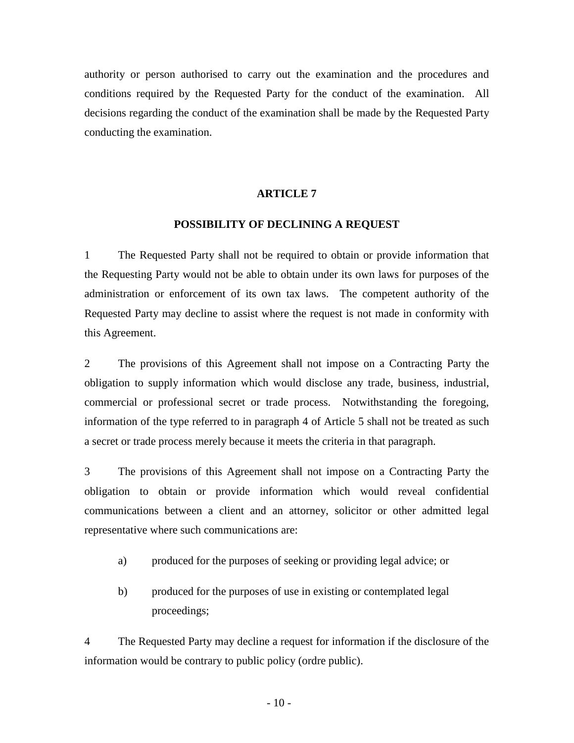authority or person authorised to carry out the examination and the procedures and conditions required by the Requested Party for the conduct of the examination. All decisions regarding the conduct of the examination shall be made by the Requested Party conducting the examination.

## ARTICLE 7

## POSSIBILITY OF DECLINING A REQUEST

1 The Requested Party shall not be required to obtain or provide information that the Requesting Party would not be able to obtain under its own laws for purposes of the administration or enforcement of its own tax laws. The competent authority of the Requested Party may decline to assist where the request is not made in conformity with this Agreement.

2 The provisions of this Agreement shall not impose on a Contracting Party the obligation to supply information which would disclose any trade, business, industrial, commercial or professional secret or trade process. Notwithstanding the foregoing, information of the type referred to in paragraph 4 of Article 5 shall not be treated as such a secret or trade process merely because it meets the criteria in that paragraph.

3 The provisions of this Agreement shall not impose on a Contracting Party the obligation to obtain or provide information which would reveal confidential communications between a client and an attorney, solicitor or other admitted legal representative where such communications are:

a) produced for the purposes of seeking or providing legal advice; or

b) produced for the purposes of use in existing or contemplated legal proceedings;

4 The Requested Party may decline a request for information if the disclosure of the information would be contrary to public policy (ordre public).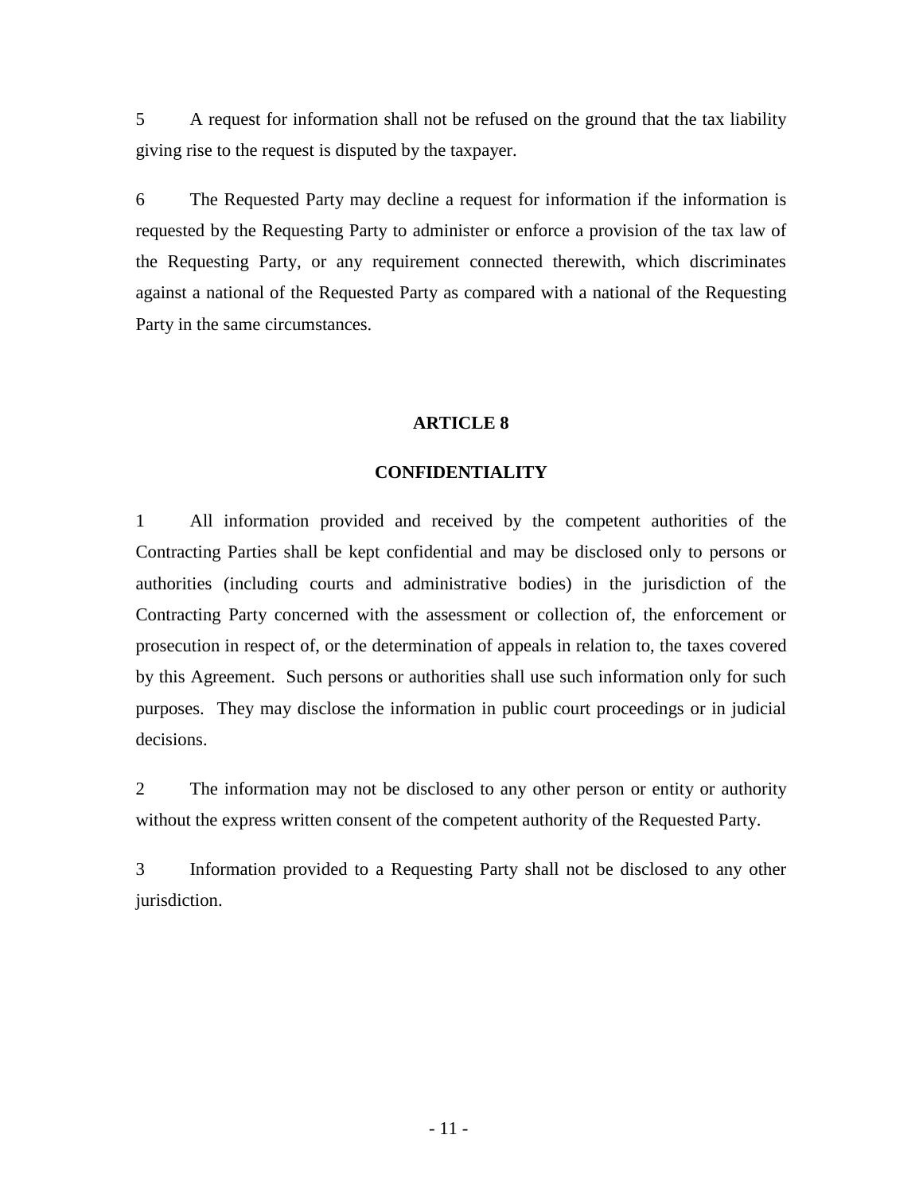5 A request for information shall not be refused on the ground that the tax liability giving rise to the request is disputed by the taxpayer.

6 The Requested Party may decline a request for information if the information is requested by the Requesting Party to administer or enforce a provision of the tax law of the Requesting Party, or any requirement connected therewith, which discriminates against a national of the Requested Party as compared with a national of the Requesting Party in the same circumstances.

## ARTICLE 8

## CONFIDENTIALITY

1 All information provided and received by the competent authorities of the Contracting Parties shall be kept confidential and may be disclosed only to persons or authorities (including courts and administrative bodies) in the jurisdiction of the Contracting Party concerned with the assessment or collection of, the enforcement or prosecution in respect of, or the determination of appeals in relation to, the taxes covered by this Agreement. Such persons or authorities shall use such information only for such purposes. They may disclose the information in public court proceedings or in judicial decisions.

2 The information may not be disclosed to any other person or entity or authority without the express written consent of the competent authority of the Requested Party.

3 Information provided to a Requesting Party shall not be disclosed to any other jurisdiction.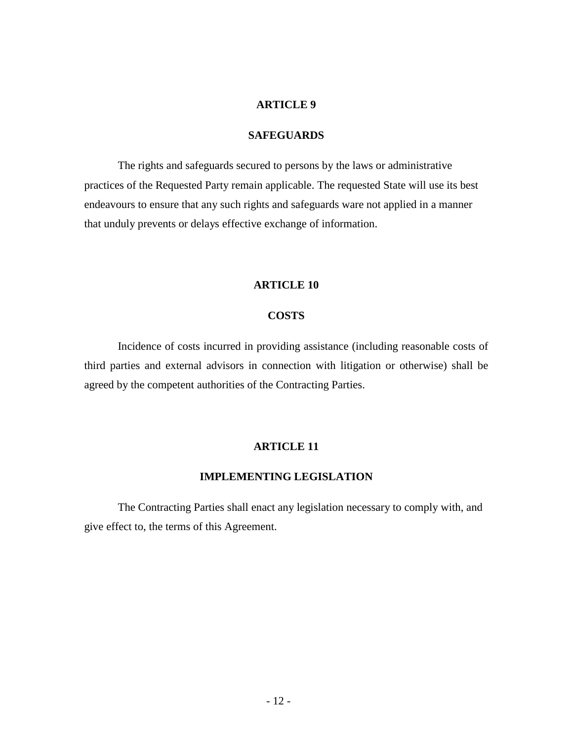## ARTICLE 9

## SAFEGUARDS

The rights and safeguards secured to persons by the laws or administrative practices of the Requested Party remain applicable. The requested State will use its best endeavours to ensure that any such rights and safeguards ware not applied in a manner that unduly prevents or delays effective exchange of information.

## ARTICLE 10

## COSTS

Incidence of costs incurred in providing assistance (including reasonable costs of third parties and external advisors in connection with litigation or otherwise) shall be agreed by the competent authorities of the Contracting Parties.

## ARTICLE 11

## IMPLEMENTING LEGISLATION

The Contracting Parties shall enact any legislation necessary to comply with, and give effect to, the terms of this Agreement.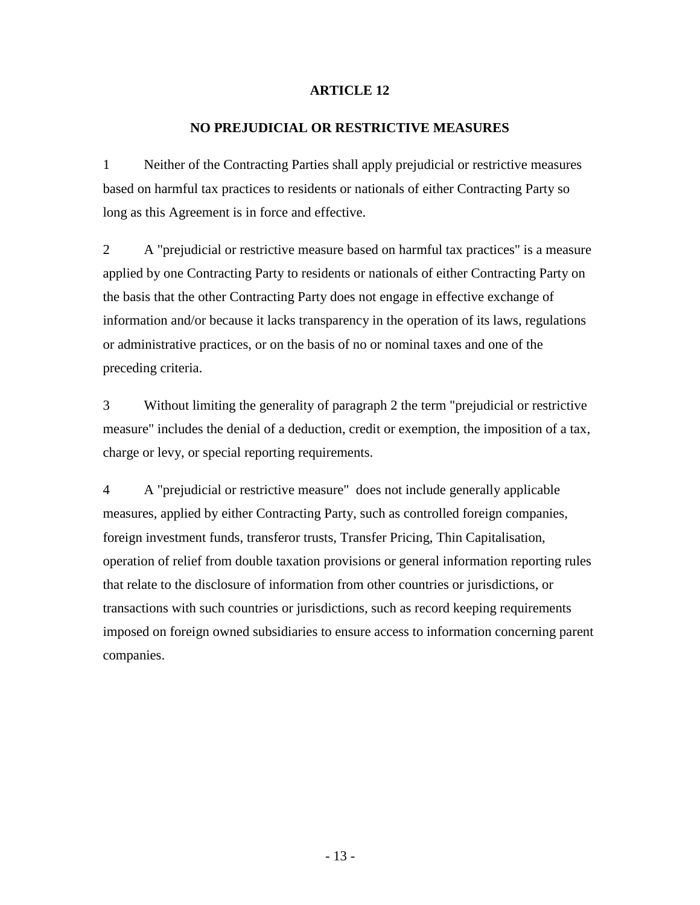## ARTICLE 12

### NO PREJUDICIAL OR RESTRICTIVE MEASURES

1 Neither of the Contracting Parties shall apply prejudicial or restrictive measures based on harmful tax practices to residents or nationals of either Contracting Party so long as this Agreement is in force and effective.

2 A "prejudicial or restrictive measure based on harmful tax practices" is a measure applied by one Contracting Party to residents or nationals of either Contracting Party on the basis that the other Contracting Party does not engage in effective exchange of information and/or because it lacks transparency in the operation of its laws, regulations or administrative practices, or on the basis of no or nominal taxes and one of the preceding criteria.

3 Without limiting the generality of paragraph 2 the term "prejudicial or restrictive measure" includes the denial of a deduction, credit or exemption, the imposition of a tax, charge or levy, or special reporting requirements.

4 A "prejudicial or restrictive measure" does not include generally applicable measures, applied by either Contracting Party, such as controlled foreign companies, foreign investment funds, transferor trusts, Transfer Pricing, Thin Capitalisation, operation of relief from double taxation provisions or general information reporting rules that relate to the disclosure of information from other countries or jurisdictions, or transactions with such countries or jurisdictions, such as record keeping requirements imposed on foreign owned subsidiaries to ensure access to information concerning parent companies.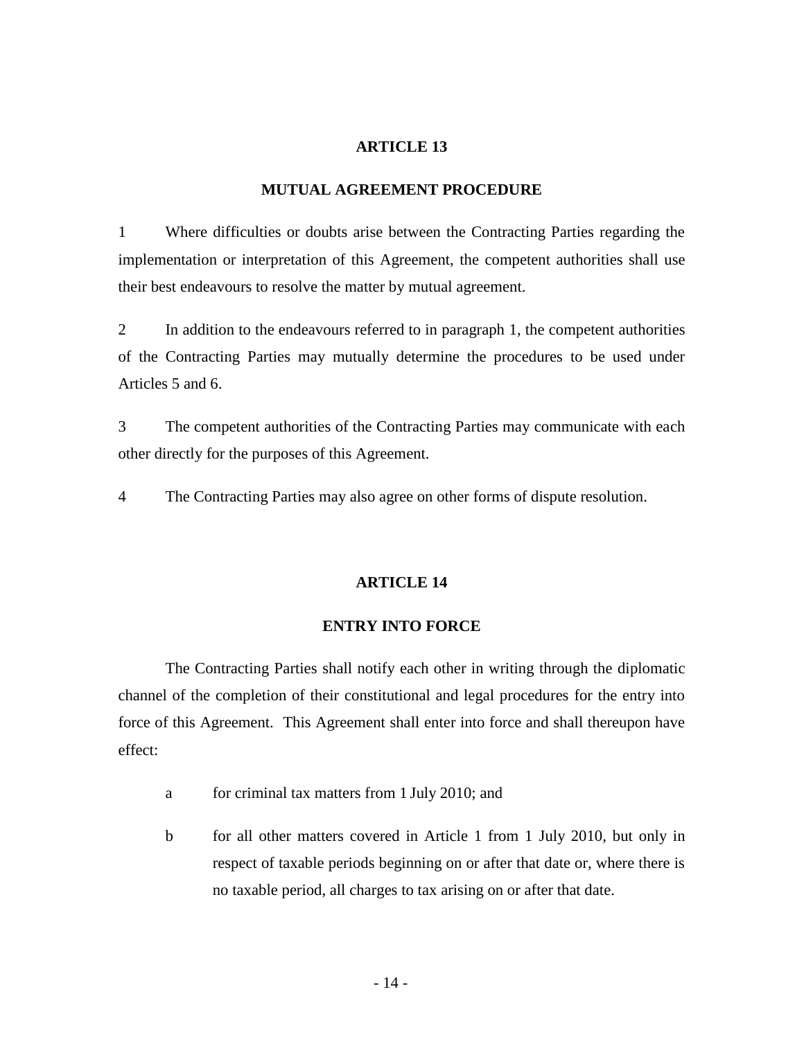## ARTICLE 13

## MUTUAL AGREEMENT PROCEDURE

1 Where difficulties or doubts arise between the Contracting Parties regarding the implementation or interpretation of this Agreement, the competent authorities shall use their best endeavours to resolve the matter by mutual agreement.

2 In addition to the endeavours referred to in paragraph 1, the competent authorities of the Contracting Parties may mutually determine the procedures to be used under Articles 5 and 6.

3 The competent authorities of the Contracting Parties may communicate with each other directly for the purposes of this Agreement.

4 The Contracting Parties may also agree on other forms of dispute resolution.

## ARTICLE 14

## ENTRY INTO FORCE

The Contracting Parties shall notify each other in writing through the diplomatic channel of the completion of their constitutional and legal procedures for the entry into force of this Agreement. This Agreement shall enter into force and shall thereupon have effect:

a for criminal tax matters from 1 July 2010; and

b for all other matters covered in Article 1 from 1 July 2010, but only in respect of taxable periods beginning on or after that date or, where there is no taxable period, all charges to tax arising on or after that date.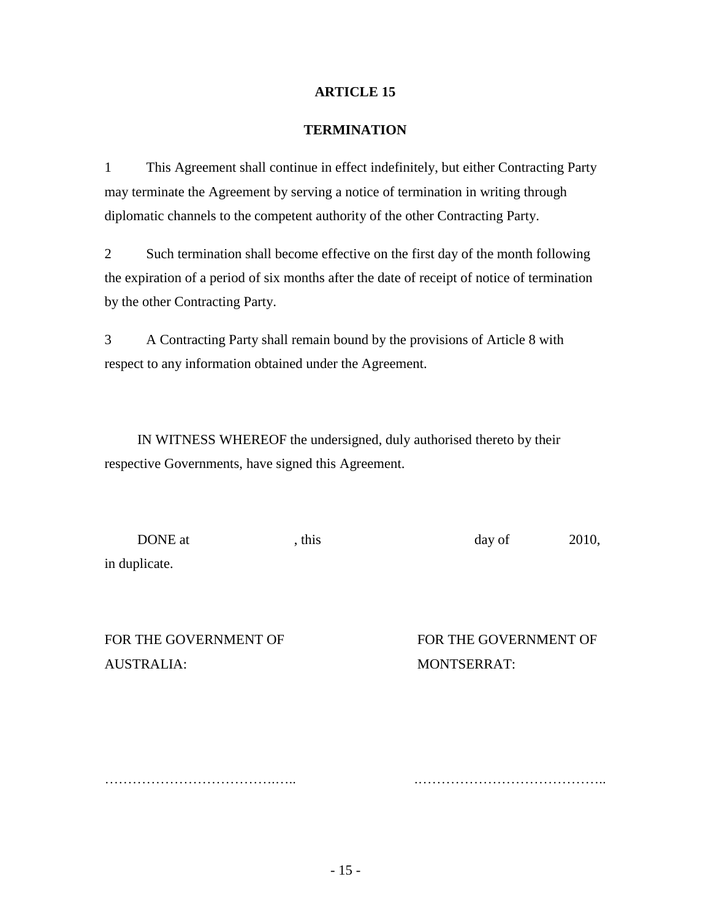## ARTICLE 15

## TERMINATION

1 This Agreement shall continue in effect indefinitely, but either Contracting Party may terminate the Agreement by serving a notice of termination in writing through diplomatic channels to the competent authority of the other Contracting Party.

2 Such termination shall become effective on the first day of the month following the expiration of a period of six months after the date of receipt of notice of termination by the other Contracting Party.

3 A Contracting Party shall remain bound by the provisions of Article 8 with respect to any information obtained under the Agreement.

IN WITNESS WHEREOF the undersigned, duly authorised thereto by their respective Governments, have signed this Agreement.

DONE at , this day of 2010, in duplicate.

| | |
|---|---|
| FOR THE GOVERNMENT OF AUSTRALIA: | FOR THE GOVERNMENT OF MONTSERRAT: |
| ……………………………….….. | ………………………………….. |